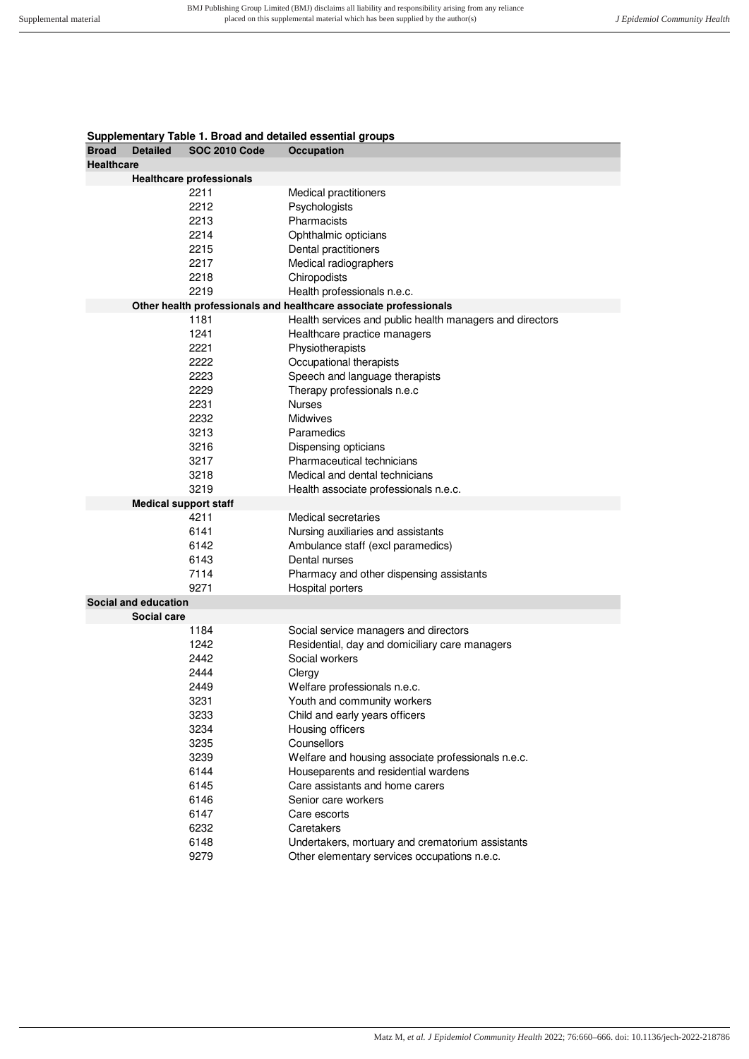**Supplementary Table 1. Broad and detailed essential groups**

| Broad | Detailed | SOC 2010 Code | Occupation |
|---|---|---|---|
| **Healthcare** | | | |
| | **Healthcare professionals** | | |
| | | 2211 | Medical practitioners |
| | | 2212 | Psychologists |
| | | 2213 | Pharmacists |
| | | 2214 | Ophthalmic opticians |
| | | 2215 | Dental practitioners |
| | | 2217 | Medical radiographers |
| | | 2218 | Chiropodists |
| | | 2219 | Health professionals n.e.c. |
| | **Other health professionals and healthcare associate professionals** | | |
| | | 1181 | Health services and public health managers and directors |
| | | 1241 | Healthcare practice managers |
| | | 2221 | Physiotherapists |
| | | 2222 | Occupational therapists |
| | | 2223 | Speech and language therapists |
| | | 2229 | Therapy professionals n.e.c |
| | | 2231 | Nurses |
| | | 2232 | Midwives |
| | | 3213 | Paramedics |
| | | 3216 | Dispensing opticians |
| | | 3217 | Pharmaceutical technicians |
| | | 3218 | Medical and dental technicians |
| | | 3219 | Health associate professionals n.e.c. |
| | **Medical support staff** | | |
| | | 4211 | Medical secretaries |
| | | 6141 | Nursing auxiliaries and assistants |
| | | 6142 | Ambulance staff (excl paramedics) |
| | | 6143 | Dental nurses |
| | | 7114 | Pharmacy and other dispensing assistants |
| | | 9271 | Hospital porters |
| **Social and education** | | | |
| | **Social care** | | |
| | | 1184 | Social service managers and directors |
| | | 1242 | Residential, day and domiciliary care managers |
| | | 2442 | Social workers |
| | | 2444 | Clergy |
| | | 2449 | Welfare professionals n.e.c. |
| | | 3231 | Youth and community workers |
| | | 3233 | Child and early years officers |
| | | 3234 | Housing officers |
| | | 3235 | Counsellors |
| | | 3239 | Welfare and housing associate professionals n.e.c. |
| | | 6144 | Houseparents and residential wardens |
| | | 6145 | Care assistants and home carers |
| | | 6146 | Senior care workers |
| | | 6147 | Care escorts |
| | | 6232 | Caretakers |
| | | 6148 | Undertakers, mortuary and crematorium assistants |
| | | 9279 | Other elementary services occupations n.e.c. |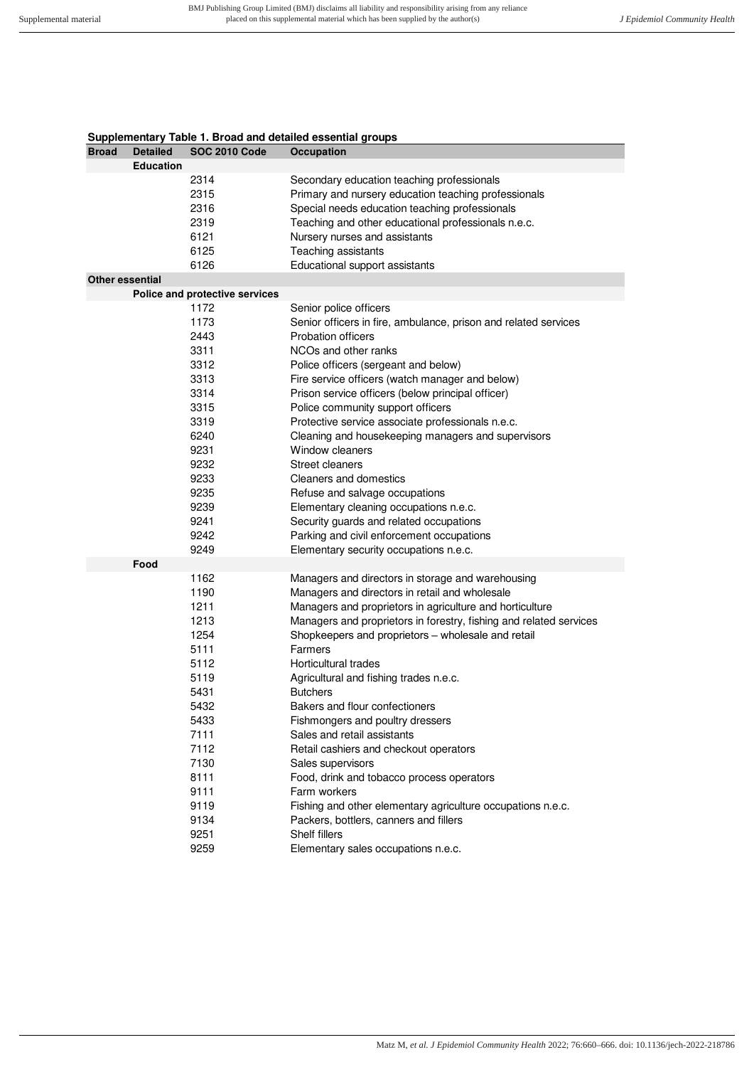**Supplementary Table 1. Broad and detailed essential groups**

| Broad | Detailed | SOC 2010 Code | Occupation |
|---|---|---|---|
| | **Education** | | |
| | | 2314 | Secondary education teaching professionals |
| | | 2315 | Primary and nursery education teaching professionals |
| | | 2316 | Special needs education teaching professionals |
| | | 2319 | Teaching and other educational professionals n.e.c. |
| | | 6121 | Nursery nurses and assistants |
| | | 6125 | Teaching assistants |
| | | 6126 | Educational support assistants |
| **Other essential** | | | |
| | **Police and protective services** | | |
| | | 1172 | Senior police officers |
| | | 1173 | Senior officers in fire, ambulance, prison and related services |
| | | 2443 | Probation officers |
| | | 3311 | NCOs and other ranks |
| | | 3312 | Police officers (sergeant and below) |
| | | 3313 | Fire service officers (watch manager and below) |
| | | 3314 | Prison service officers (below principal officer) |
| | | 3315 | Police community support officers |
| | | 3319 | Protective service associate professionals n.e.c. |
| | | 6240 | Cleaning and housekeeping managers and supervisors |
| | | 9231 | Window cleaners |
| | | 9232 | Street cleaners |
| | | 9233 | Cleaners and domestics |
| | | 9235 | Refuse and salvage occupations |
| | | 9239 | Elementary cleaning occupations n.e.c. |
| | | 9241 | Security guards and related occupations |
| | | 9242 | Parking and civil enforcement occupations |
| | | 9249 | Elementary security occupations n.e.c. |
| | **Food** | | |
| | | 1162 | Managers and directors in storage and warehousing |
| | | 1190 | Managers and directors in retail and wholesale |
| | | 1211 | Managers and proprietors in agriculture and horticulture |
| | | 1213 | Managers and proprietors in forestry, fishing and related services |
| | | 1254 | Shopkeepers and proprietors – wholesale and retail |
| | | 5111 | Farmers |
| | | 5112 | Horticultural trades |
| | | 5119 | Agricultural and fishing trades n.e.c. |
| | | 5431 | Butchers |
| | | 5432 | Bakers and flour confectioners |
| | | 5433 | Fishmongers and poultry dressers |
| | | 7111 | Sales and retail assistants |
| | | 7112 | Retail cashiers and checkout operators |
| | | 7130 | Sales supervisors |
| | | 8111 | Food, drink and tobacco process operators |
| | | 9111 | Farm workers |
| | | 9119 | Fishing and other elementary agriculture occupations n.e.c. |
| | | 9134 | Packers, bottlers, canners and fillers |
| | | 9251 | Shelf fillers |
| | | 9259 | Elementary sales occupations n.e.c. |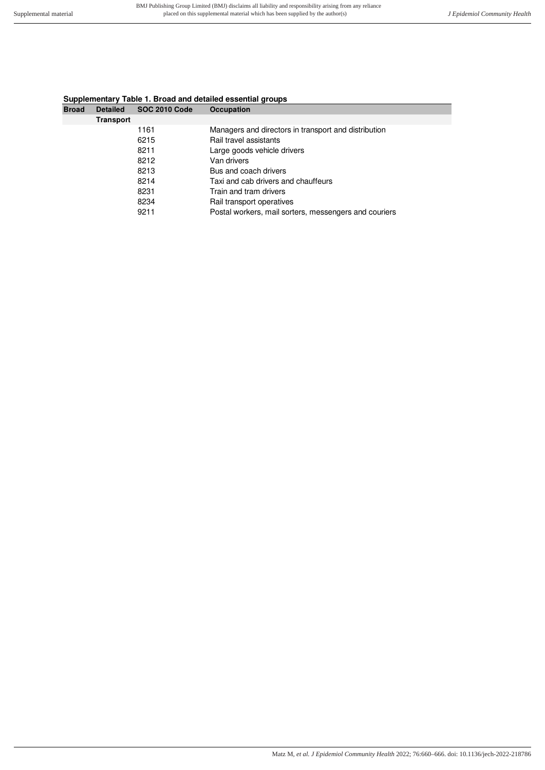**Supplementary Table 1. Broad and detailed essential groups**

| Broad | Detailed | SOC 2010 Code | Occupation |
|---|---|---|---|
| | **Transport** | | |
| | | 1161 | Managers and directors in transport and distribution |
| | | 6215 | Rail travel assistants |
| | | 8211 | Large goods vehicle drivers |
| | | 8212 | Van drivers |
| | | 8213 | Bus and coach drivers |
| | | 8214 | Taxi and cab drivers and chauffeurs |
| | | 8231 | Train and tram drivers |
| | | 8234 | Rail transport operatives |
| | | 9211 | Postal workers, mail sorters, messengers and couriers |